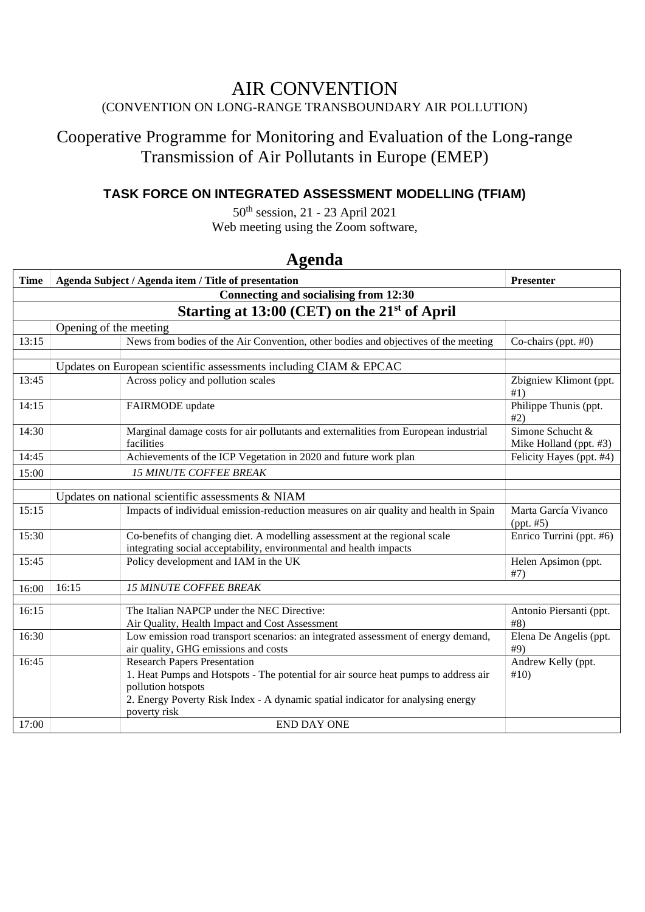# AIR CONVENTION

(CONVENTION ON LONG-RANGE TRANSBOUNDARY AIR POLLUTION)

## Cooperative Programme for Monitoring and Evaluation of the Long-range Transmission of Air Pollutants in Europe (EMEP)

### TASK FORCE ON INTEGRATED ASSESSMENT MODELLING (TFIAM)

50th session, 21 - 23 April 2021
Web meeting using the Zoom software,

## Agenda

| Time | Agenda Subject / Agenda item / Title of presentation | | Presenter |
|---|---|---|---|
| **Connecting and socialising from 12:30** | | | |
| **Starting at 13:00 (CET) on the 21st of April** | | | |
| | Opening of the meeting | | |
| 13:15 | | News from bodies of the Air Convention, other bodies and objectives of the meeting | Co-chairs (ppt. #0) |
| | | | |
| | Updates on European scientific assessments including CIAM & EPCAC | | |
| 13:45 | | Across policy and pollution scales | Zbigniew Klimont (ppt. #1) |
| 14:15 | | FAIRMODE update | Philippe Thunis (ppt. #2) |
| 14:30 | | Marginal damage costs for air pollutants and externalities from European industrial facilities | Simone Schucht & Mike Holland (ppt. #3) |
| 14:45 | | Achievements of the ICP Vegetation in 2020 and future work plan | Felicity Hayes (ppt. #4) |
| 15:00 | | *15 MINUTE COFFEE BREAK* | |
| | | | |
| | Updates on national scientific assessments & NIAM | | |
| 15:15 | | Impacts of individual emission-reduction measures on air quality and health in Spain | Marta García Vivanco (ppt. #5) |
| 15:30 | | Co-benefits of changing diet. A modelling assessment at the regional scale integrating social acceptability, environmental and health impacts | Enrico Turrini (ppt. #6) |
| 15:45 | | Policy development and IAM in the UK | Helen Apsimon (ppt. #7) |
| 16:00 | 16:15 | *15 MINUTE COFFEE BREAK* | |
| | | | |
| 16:15 | | The Italian NAPCP under the NEC Directive: Air Quality, Health Impact and Cost Assessment | Antonio Piersanti (ppt. #8) |
| 16:30 | | Low emission road transport scenarios: an integrated assessment of energy demand, air quality, GHG emissions and costs | Elena De Angelis (ppt. #9) |
| 16:45 | | Research Papers Presentation<br>1. Heat Pumps and Hotspots - The potential for air source heat pumps to address air pollution hotspots<br>2. Energy Poverty Risk Index - A dynamic spatial indicator for analysing energy poverty risk | Andrew Kelly (ppt. #10) |
| 17:00 | | END DAY ONE | |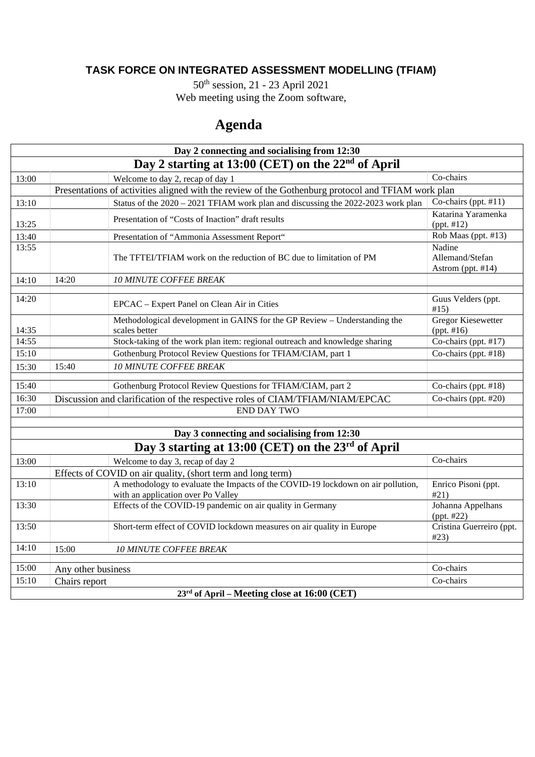**TASK FORCE ON INTEGRATED ASSESSMENT MODELLING (TFIAM)**

50th session, 21 - 23 April 2021
Web meeting using the Zoom software,

# Agenda

| | | | |
|---|---|---|---|
| **Day 2 connecting and socialising from 12:30** | | | |
| **Day 2 starting at 13:00 (CET) on the 22nd of April** | | | |
| 13:00 | | Welcome to day 2, recap of day 1 | Co-chairs |
| | Presentations of activities aligned with the review of the Gothenburg protocol and TFIAM work plan | | |
| 13:10 | | Status of the 2020 – 2021 TFIAM work plan and discussing the 2022-2023 work plan | Co-chairs (ppt. #11) |
| 13:25 | | Presentation of “Costs of Inaction” draft results | Katarina Yaramenka (ppt. #12) |
| 13:40 | | Presentation of “Ammonia Assessment Report“ | Rob Maas (ppt. #13) |
| 13:55 | | The TFTEI/TFIAM work on the reduction of BC due to limitation of PM | Nadine Allemand/Stefan Astrom (ppt. #14) |
| 14:10 | 14:20 | *10 MINUTE COFFEE BREAK* | |
| 14:20 | | EPCAC – Expert Panel on Clean Air in Cities | Guus Velders (ppt. #15) |
| 14:35 | | Methodological development in GAINS for the GP Review – Understanding the scales better | Gregor Kiesewetter (ppt. #16) |
| 14:55 | | Stock-taking of the work plan item: regional outreach and knowledge sharing | Co-chairs (ppt. #17) |
| 15:10 | | Gothenburg Protocol Review Questions for TFIAM/CIAM, part 1 | Co-chairs (ppt. #18) |
| 15:30 | 15:40 | *10 MINUTE COFFEE BREAK* | |
| 15:40 | | Gothenburg Protocol Review Questions for TFIAM/CIAM, part 2 | Co-chairs (ppt. #18) |
| 16:30 | Discussion and clarification of the respective roles of CIAM/TFIAM/NIAM/EPCAC | | Co-chairs (ppt. #20) |
| 17:00 | | END DAY TWO | |
| **Day 3 connecting and socialising from 12:30** | | | |
| **Day 3 starting at 13:00 (CET) on the 23rd of April** | | | |
| 13:00 | | Welcome to day 3, recap of day 2 | Co-chairs |
| | Effects of COVID on air quality, (short term and long term) | | |
| 13:10 | | A methodology to evaluate the Impacts of the COVID-19 lockdown on air pollution, with an application over Po Valley | Enrico Pisoni (ppt. #21) |
| 13:30 | | Effects of the COVID-19 pandemic on air quality in Germany | Johanna Appelhans (ppt. #22) |
| 13:50 | | Short-term effect of COVID lockdown measures on air quality in Europe | Cristina Guerreiro (ppt. #23) |
| 14:10 | 15:00 | *10 MINUTE COFFEE BREAK* | |
| 15:00 | Any other business | | Co-chairs |
| 15:10 | Chairs report | | Co-chairs |
| **23rd of April – Meeting close at 16:00 (CET)** | | | |